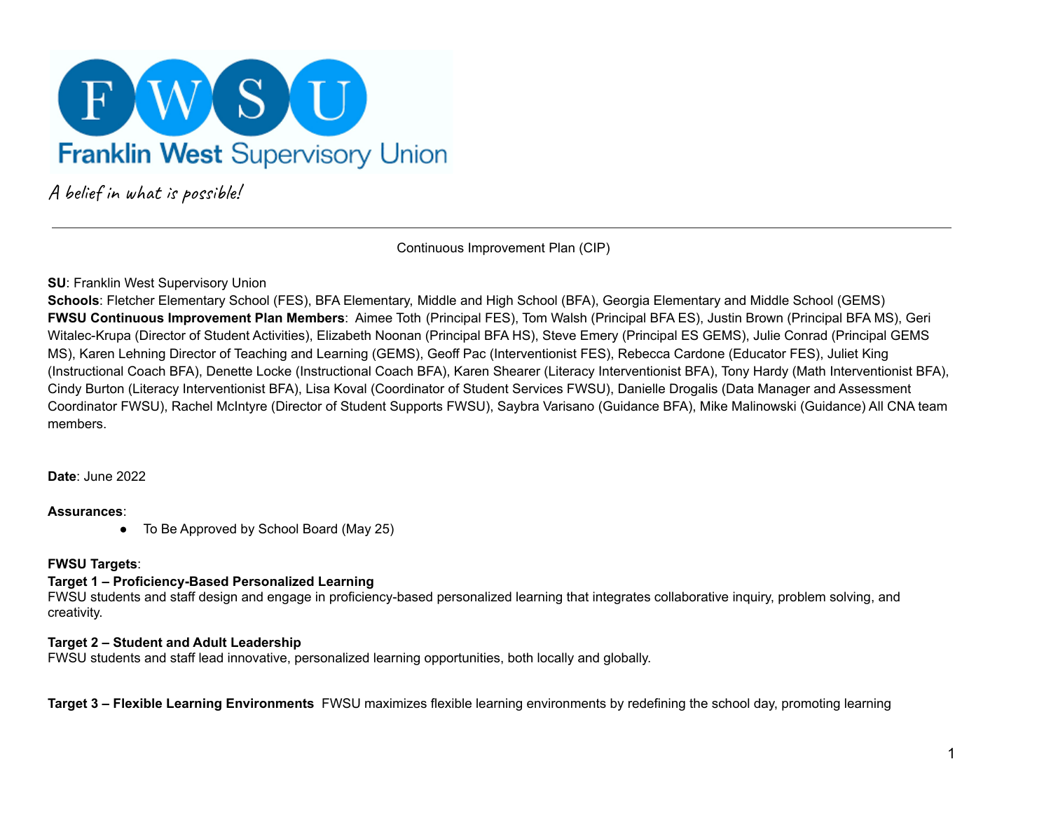Franklin West Supervisory Union

*A belief in what is possible!*

---

Continuous Improvement Plan (CIP)

**SU**: Franklin West Supervisory Union
**Schools**: Fletcher Elementary School (FES), BFA Elementary, Middle and High School (BFA), Georgia Elementary and Middle School (GEMS)
**FWSU Continuous Improvement Plan Members**: Aimee Toth (Principal FES), Tom Walsh (Principal BFA ES), Justin Brown (Principal BFA MS), Geri Witalec-Krupa (Director of Student Activities), Elizabeth Noonan (Principal BFA HS), Steve Emery (Principal ES GEMS), Julie Conrad (Principal GEMS MS), Karen Lehning Director of Teaching and Learning (GEMS), Geoff Pac (Interventionist FES), Rebecca Cardone (Educator FES), Juliet King (Instructional Coach BFA), Denette Locke (Instructional Coach BFA), Karen Shearer (Literacy Interventionist BFA), Tony Hardy (Math Interventionist BFA), Cindy Burton (Literacy Interventionist BFA), Lisa Koval (Coordinator of Student Services FWSU), Danielle Drogalis (Data Manager and Assessment Coordinator FWSU), Rachel McIntyre (Director of Student Supports FWSU), Saybra Varisano (Guidance BFA), Mike Malinowski (Guidance) All CNA team members.

**Date**: June 2022

**Assurances**:

- To Be Approved by School Board (May 25)

**FWSU Targets**:

**Target 1 – Proficiency-Based Personalized Learning**
FWSU students and staff design and engage in proficiency-based personalized learning that integrates collaborative inquiry, problem solving, and creativity.

**Target 2 – Student and Adult Leadership**
FWSU students and staff lead innovative, personalized learning opportunities, both locally and globally.

**Target 3 – Flexible Learning Environments** FWSU maximizes flexible learning environments by redefining the school day, promoting learning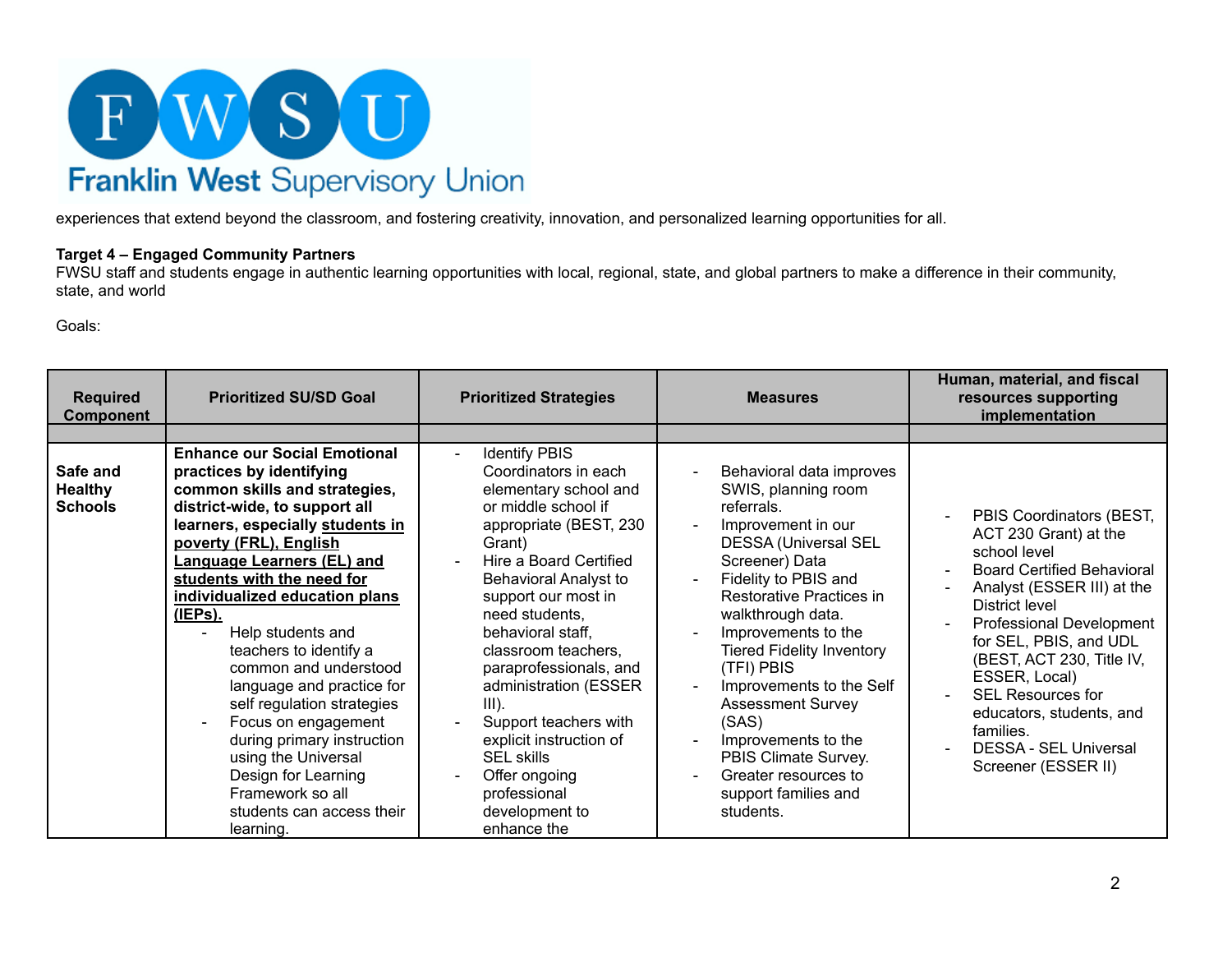experiences that extend beyond the classroom, and fostering creativity, innovation, and personalized learning opportunities for all.

**Target 4 – Engaged Community Partners**
FWSU staff and students engage in authentic learning opportunities with local, regional, state, and global partners to make a difference in their community, state, and world

Goals:

| Required Component | Prioritized SU/SD Goal | Prioritized Strategies | Measures | Human, material, and fiscal resources supporting implementation |
|---|---|---|---|---|
| | | | | |
| **Safe and Healthy Schools** | **Enhance our Social Emotional practices by identifying common skills and strategies, district-wide, to support all learners, especially <u>students in poverty (FRL), English Language Learners (EL) and students with the need for individualized education plans (IEPs).</u>**<br>- Help students and teachers to identify a common and understood language and practice for self regulation strategies<br>- Focus on engagement during primary instruction using the Universal Design for Learning Framework so all students can access their learning. | - Identify PBIS Coordinators in each elementary school and or middle school if appropriate (BEST, 230 Grant)<br>- Hire a Board Certified Behavioral Analyst to support our most in need students, behavioral staff, classroom teachers, paraprofessionals, and administration (ESSER III).<br>- Support teachers with explicit instruction of SEL skills<br>- Offer ongoing professional development to enhance the | - Behavioral data improves SWIS, planning room referrals.<br>- Improvement in our DESSA (Universal SEL Screener) Data<br>- Fidelity to PBIS and Restorative Practices in walkthrough data.<br>- Improvements to the Tiered Fidelity Inventory (TFI) PBIS<br>- Improvements to the Self Assessment Survey (SAS)<br>- Improvements to the PBIS Climate Survey.<br>- Greater resources to support families and students. | - PBIS Coordinators (BEST, ACT 230 Grant) at the school level<br>- Board Certified Behavioral<br>- Analyst (ESSER III) at the District level<br>- Professional Development for SEL, PBIS, and UDL (BEST, ACT 230, Title IV, ESSER, Local)<br>- SEL Resources for educators, students, and families.<br>- DESSA - SEL Universal Screener (ESSER II) |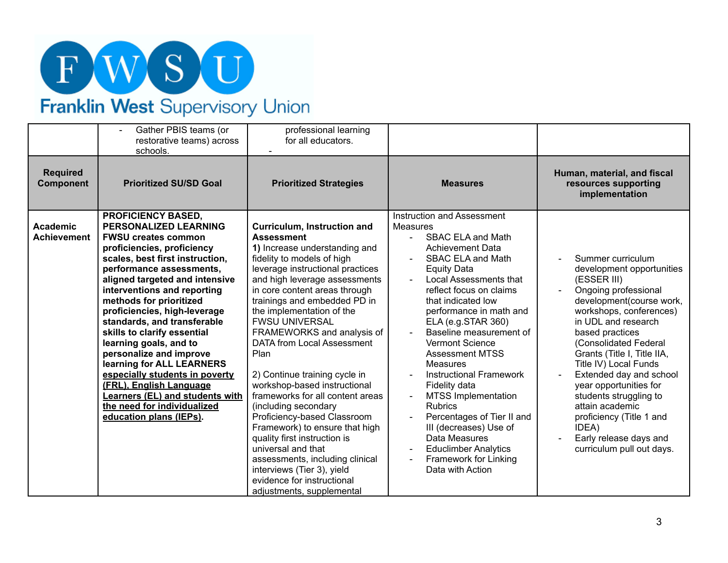| | | | | |
|---|---|---|---|---|
| | - Gather PBIS teams (or restorative teams) across schools. | professional learning for all educators.<br>- | | |
| **Required Component** | **Prioritized SU/SD Goal** | **Prioritized Strategies** | **Measures** | **Human, material, and fiscal resources supporting implementation** |
| **Academic Achievement** | **PROFICIENCY BASED, PERSONALIZED LEARNING FWSU creates common proficiencies, proficiency scales, best first instruction, performance assessments, aligned targeted and intensive interventions and reporting methods for prioritized proficiencies, high-leverage standards, and transferable skills to clarify essential learning goals, and to personalize and improve learning for ALL LEARNERS <u>especially students in poverty (FRL), English Language Learners (EL) and students with the need for individualized education plans (IEPs)</u>.** | **Curriculum, Instruction and Assessment**<br>**1)** Increase understanding and fidelity to models of high leverage instructional practices and high leverage assessments in core content areas through trainings and embedded PD in the implementation of the FWSU UNIVERSAL FRAMEWORKS and analysis of DATA from Local Assessment Plan<br><br>2) Continue training cycle in workshop-based instructional frameworks for all content areas (including secondary Proficiency-based Classroom Framework) to ensure that high quality first instruction is universal and that assessments, including clinical interviews (Tier 3), yield evidence for instructional adjustments, supplemental | Instruction and Assessment Measures<br>- SBAC ELA and Math Achievement Data<br>- SBAC ELA and Math Equity Data<br>- Local Assessments that reflect focus on claims that indicated low performance in math and ELA (e.g.STAR 360)<br>- Baseline measurement of Vermont Science Assessment MTSS Measures<br>- Instructional Framework Fidelity data<br>- MTSS Implementation Rubrics<br>- Percentages of Tier II and III (decreases) Use of Data Measures<br>- Educlimber Analytics<br>- Framework for Linking Data with Action | - Summer curriculum development opportunities (ESSER III)<br>- Ongoing professional development(course work, workshops, conferences) in UDL and research based practices (Consolidated Federal Grants (Title I, Title IIA, Title IV) Local Funds<br>- Extended day and school year opportunities for students struggling to attain academic proficiency (Title 1 and IDEA)<br>- Early release days and curriculum pull out days. |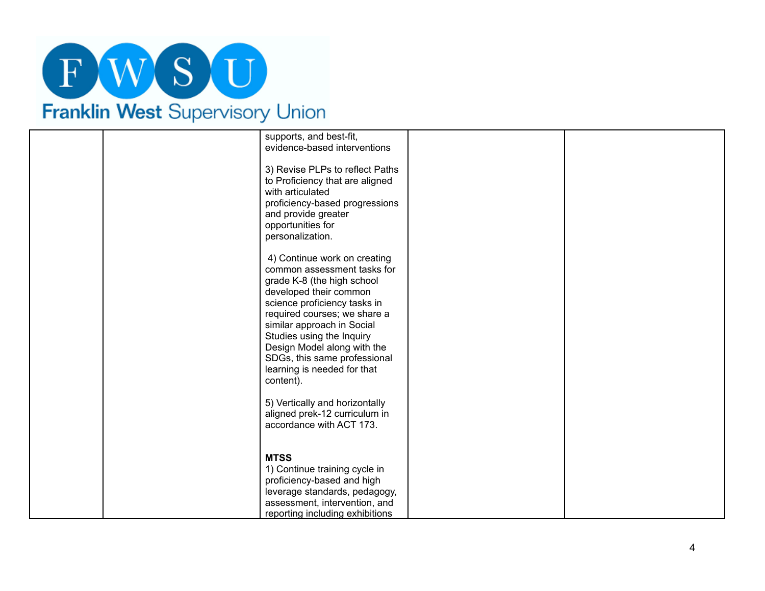Franklin West Supervisory Union

| | | | | |
|---|---|---|---|---|
| | | supports, and best-fit, evidence-based interventions<br><br>3) Revise PLPs to reflect Paths to Proficiency that are aligned with articulated proficiency-based progressions and provide greater opportunities for personalization.<br><br>4) Continue work on creating common assessment tasks for grade K-8 (the high school developed their common science proficiency tasks in required courses; we share a similar approach in Social Studies using the Inquiry Design Model along with the SDGs, this same professional learning is needed for that content).<br><br>5) Vertically and horizontally aligned prek-12 curriculum in accordance with ACT 173.<br><br>**MTSS**<br>1) Continue training cycle in proficiency-based and high leverage standards, pedagogy, assessment, intervention, and reporting including exhibitions | | |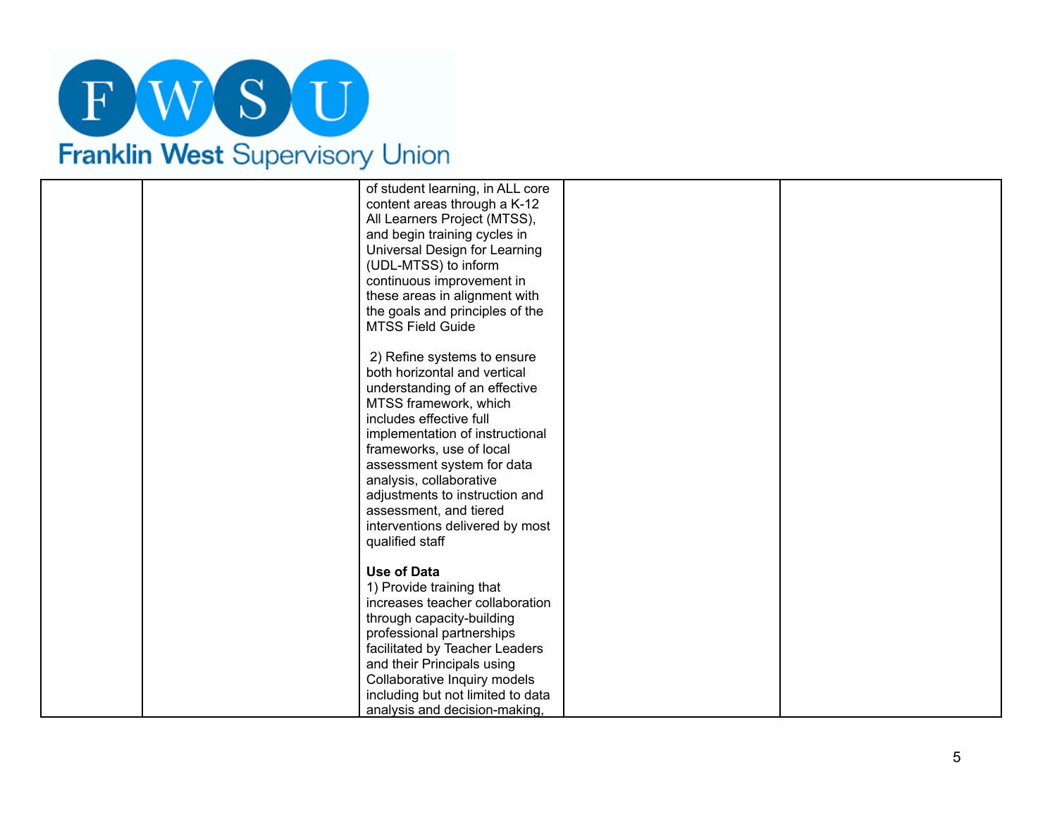| | | | | |
|---|---|---|---|---|
| | | of student learning, in ALL core content areas through a K-12 All Learners Project (MTSS), and begin training cycles in Universal Design for Learning (UDL-MTSS) to inform continuous improvement in these areas in alignment with the goals and principles of the MTSS Field Guide<br><br>2) Refine systems to ensure both horizontal and vertical understanding of an effective MTSS framework, which includes effective full implementation of instructional frameworks, use of local assessment system for data analysis, collaborative adjustments to instruction and assessment, and tiered interventions delivered by most qualified staff<br><br>**Use of Data**<br>1) Provide training that increases teacher collaboration through capacity-building professional partnerships facilitated by Teacher Leaders and their Principals using Collaborative Inquiry models including but not limited to data analysis and decision-making, | | |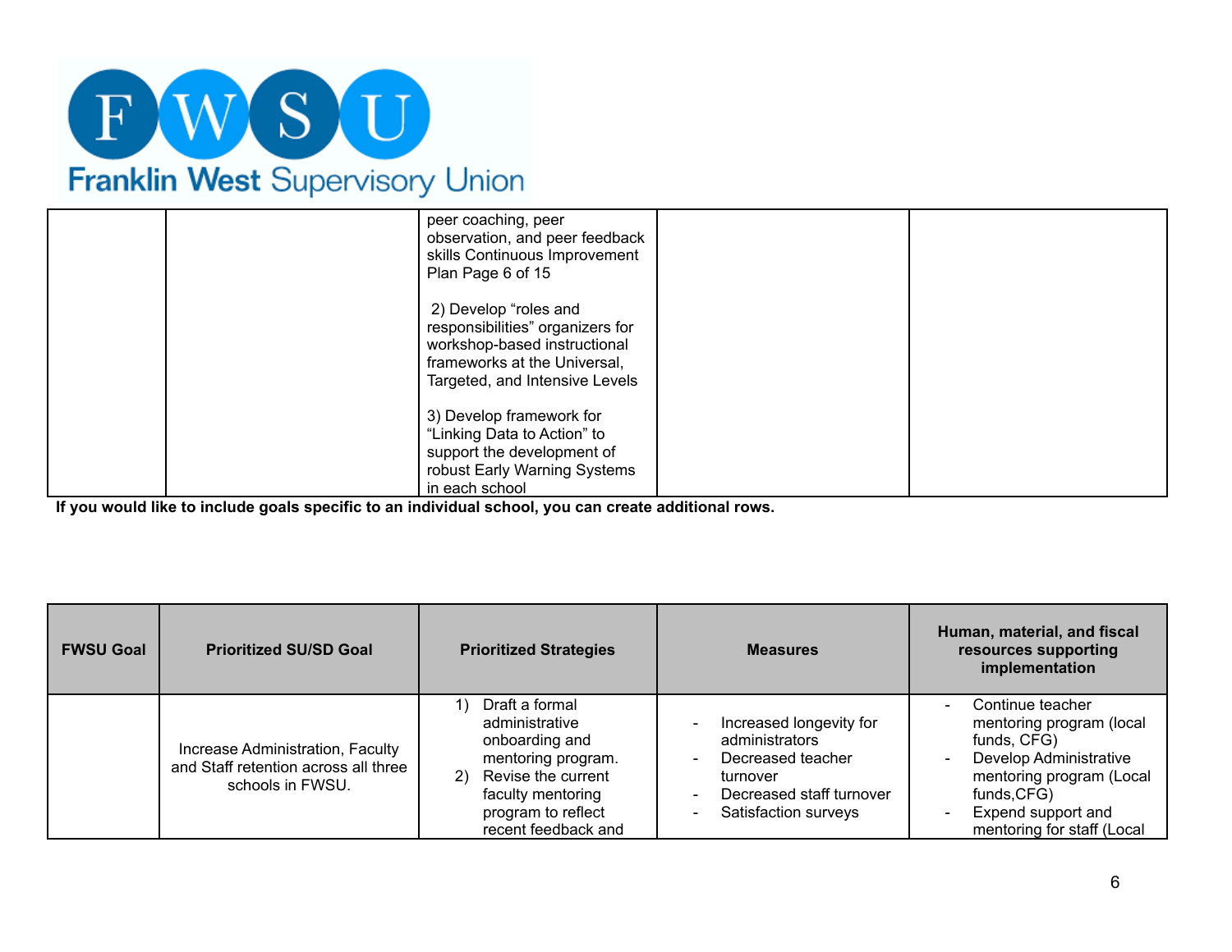| | | | | |
|---|---|---|---|---|
| | | peer coaching, peer observation, and peer feedback skills Continuous Improvement Plan Page 6 of 15<br><br>2) Develop "roles and responsibilities" organizers for workshop-based instructional frameworks at the Universal, Targeted, and Intensive Levels<br><br>3) Develop framework for "Linking Data to Action" to support the development of robust Early Warning Systems in each school | | |

**If you would like to include goals specific to an individual school, you can create additional rows.**

| FWSU Goal | Prioritized SU/SD Goal | Prioritized Strategies | Measures | Human, material, and fiscal resources supporting implementation |
|---|---|---|---|---|
| | Increase Administration, Faculty and Staff retention across all three schools in FWSU. | 1) Draft a formal administrative onboarding and mentoring program.<br>2) Revise the current faculty mentoring program to reflect recent feedback and | - Increased longevity for administrators<br>- Decreased teacher turnover<br>- Decreased staff turnover<br>- Satisfaction surveys | - Continue teacher mentoring program (local funds, CFG)<br>- Develop Administrative mentoring program (Local funds,CFG)<br>- Expend support and mentoring for staff (Local |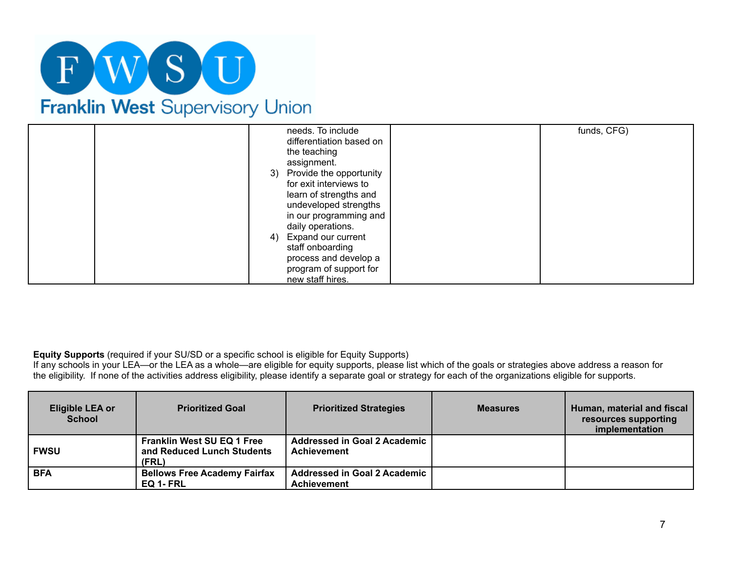| | | | | |
|---|---|---|---|---|
| | | needs. To include differentiation based on the teaching assignment.<br>3) Provide the opportunity for exit interviews to learn of strengths and undeveloped strengths in our programming and daily operations.<br>4) Expand our current staff onboarding process and develop a program of support for new staff hires. | | funds, CFG) |

**Equity Supports** (required if your SU/SD or a specific school is eligible for Equity Supports)
If any schools in your LEA—or the LEA as a whole—are eligible for equity supports, please list which of the goals or strategies above address a reason for the eligibility. If none of the activities address eligibility, please identify a separate goal or strategy for each of the organizations eligible for supports.

| Eligible LEA or School | Prioritized Goal | Prioritized Strategies | Measures | Human, material and fiscal resources supporting implementation |
|---|---|---|---|---|
| **FWSU** | **Franklin West SU EQ 1 Free and Reduced Lunch Students (FRL)** | **Addressed in Goal 2 Academic Achievement** | | |
| **BFA** | **Bellows Free Academy Fairfax EQ 1- FRL** | **Addressed in Goal 2 Academic Achievement** | | |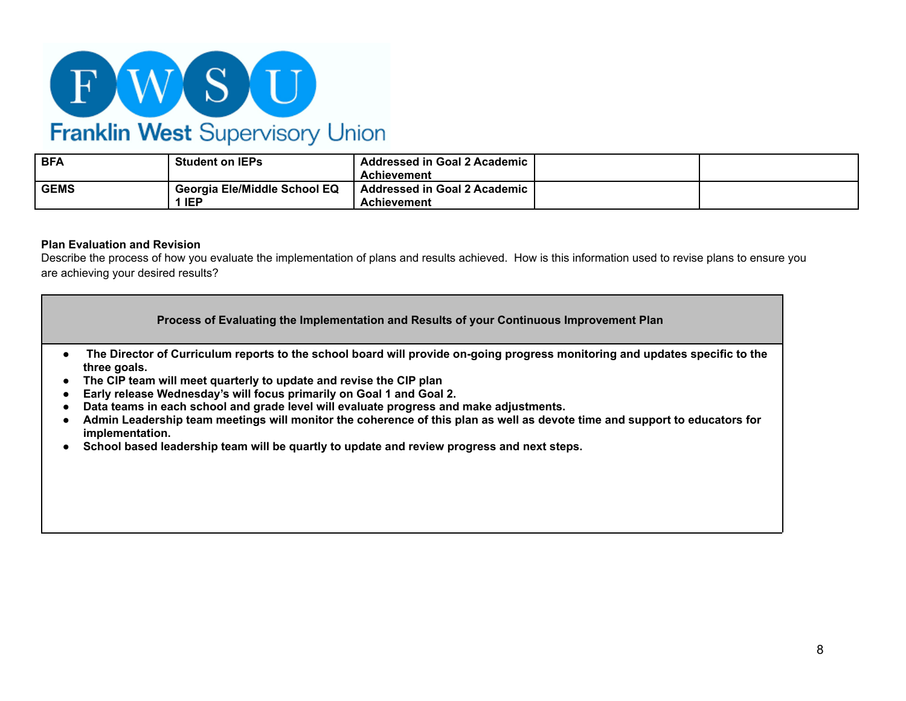| BFA | Student on IEPs | Addressed in Goal 2 Academic Achievement | | |
|---|---|---|---|---|
| GEMS | Georgia Ele/Middle School EQ 1 IEP | Addressed in Goal 2 Academic Achievement | | |

**Plan Evaluation and Revision**

Describe the process of how you evaluate the implementation of plans and results achieved. How is this information used to revise plans to ensure you are achieving your desired results?

| **Process of Evaluating the Implementation and Results of your Continuous Improvement Plan** |
|---|
| • **The Director of Curriculum reports to the school board will provide on-going progress monitoring and updates specific to the three goals.**<br>• **The CIP team will meet quarterly to update and revise the CIP plan**<br>• **Early release Wednesday's will focus primarily on Goal 1 and Goal 2.**<br>• **Data teams in each school and grade level will evaluate progress and make adjustments.**<br>• **Admin Leadership team meetings will monitor the coherence of this plan as well as devote time and support to educators for implementation.**<br>• **School based leadership team will be quartly to update and review progress and next steps.** |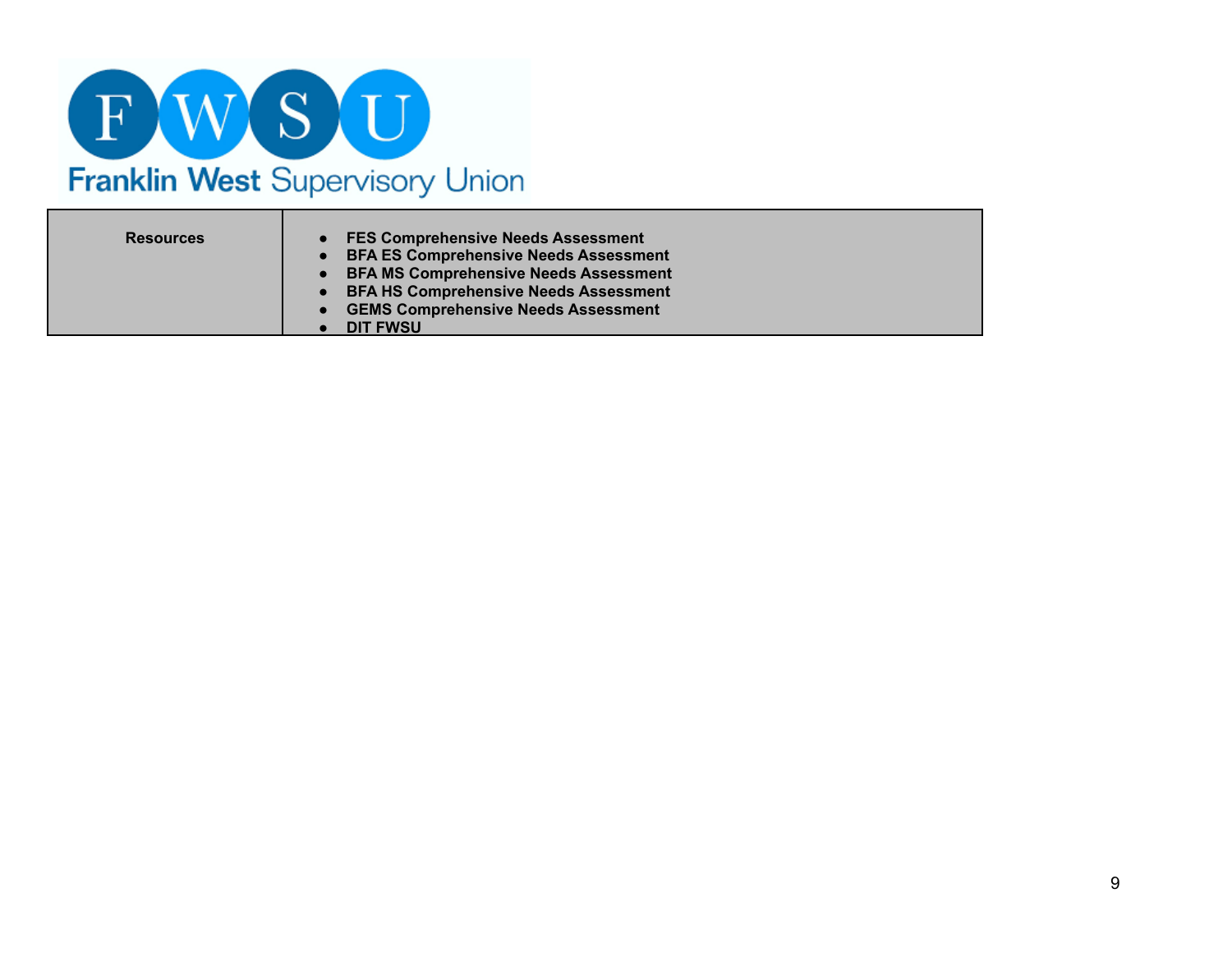| | |
|---|---|
| **Resources** | • **FES Comprehensive Needs Assessment**<br>• **BFA ES Comprehensive Needs Assessment**<br>• **BFA MS Comprehensive Needs Assessment**<br>• **BFA HS Comprehensive Needs Assessment**<br>• **GEMS Comprehensive Needs Assessment**<br>• **DIT FWSU** |